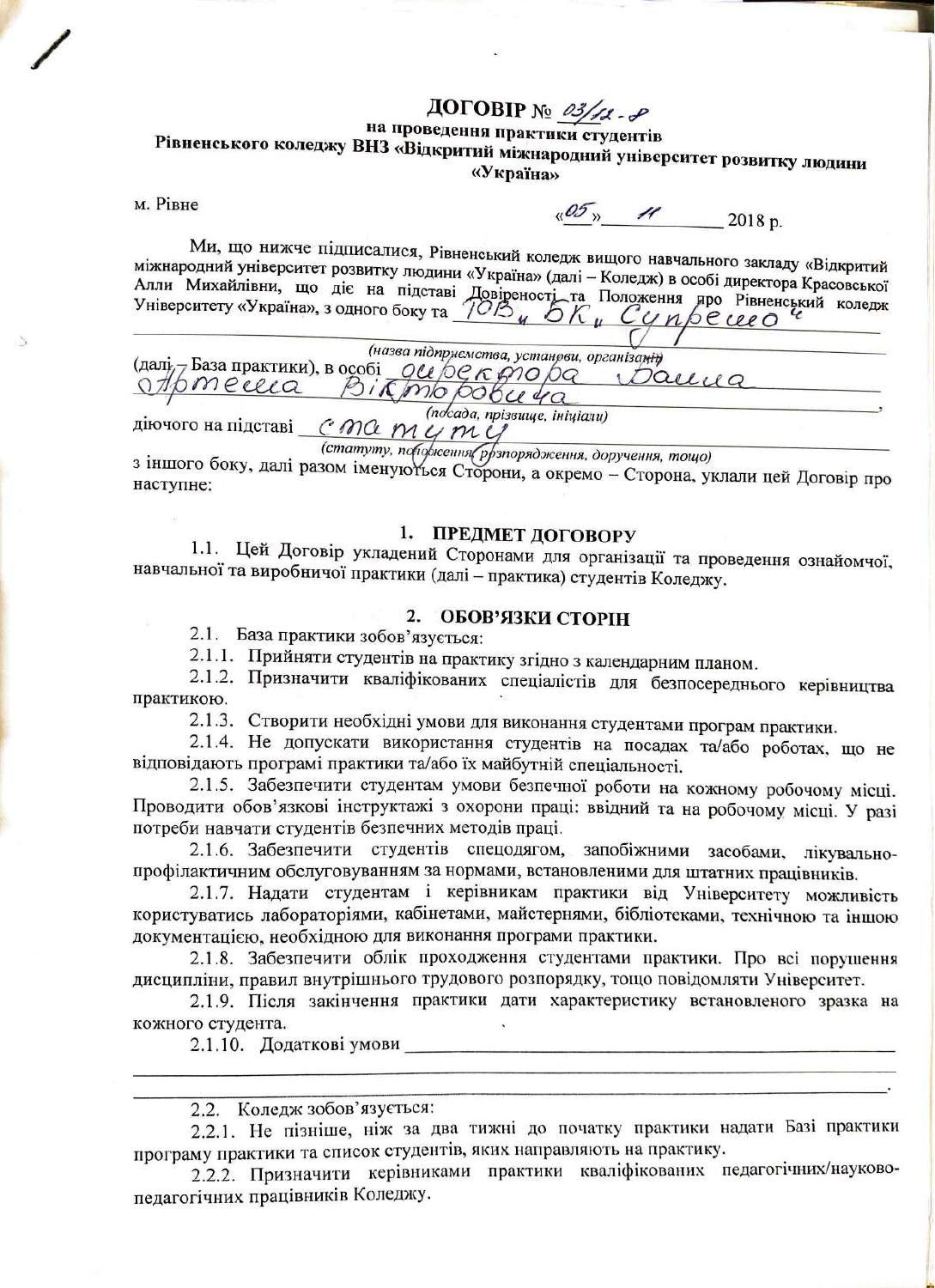# ДОГОВІР № 03/12-8

## на проведення практики студентів Рівненського коледжу ВНЗ «Відкритий міжнародний університет розвитку людини «Україна»

м. Рівне «05» 11 2018 р.

Ми, що нижче підписалися, Рівненський коледж вищого навчального закладу «Відкритий міжнародний університет розвитку людини «Україна» (далі – Коледж) в особі директора Красовської Алли Михайлівни, що діє на підставі Довіреності та Положення про Рівненський коледж Університету «Україна», з одного боку та ТОВ «БК «Супрема»

*(назва підприємства, установи, організації)*

(далі – База практики), в особі директора Бажа Артема Вікторовича,

*(посада, прізвище, ініціали)*

діючого на підставі статуту

*(статуту, положення, розпорядження, доручення, тощо)*

з іншого боку, далі разом іменуються Сторони, а окремо – Сторона, уклали цей Договір про наступне:

### 1. ПРЕДМЕТ ДОГОВОРУ

1.1. Цей Договір укладений Сторонами для організації та проведення ознайомчої, навчальної та виробничої практики (далі – практика) студентів Коледжу.

### 2. ОБОВ'ЯЗКИ СТОРІН

2.1. База практики зобов'язується:

2.1.1. Прийняти студентів на практику згідно з календарним планом.

2.1.2. Призначити кваліфікованих спеціалістів для безпосереднього керівництва практикою.

2.1.3. Створити необхідні умови для виконання студентами програм практики.

2.1.4. Не допускати використання студентів на посадах та/або роботах, що не відповідають програмі практики та/або їх майбутній спеціальності.

2.1.5. Забезпечити студентам умови безпечної роботи на кожному робочому місці. Проводити обов'язкові інструктажі з охорони праці: ввідний та на робочому місці. У разі потреби навчати студентів безпечних методів праці.

2.1.6. Забезпечити студентів спецодягом, запобіжними засобами, лікувально-профілактичним обслуговуванням за нормами, встановленими для штатних працівників.

2.1.7. Надати студентам і керівникам практики від Університету можливість користуватись лабораторіями, кабінетами, майстернями, бібліотеками, технічною та іншою документацією, необхідною для виконання програми практики.

2.1.8. Забезпечити облік проходження студентами практики. Про всі порушення дисципліни, правил внутрішнього трудового розпорядку, тощо повідомляти Університет.

2.1.9. Після закінчення практики дати характеристику встановленого зразка на кожного студента.

2.1.10. Додаткові умови ______________________________________________

______________________________________________________________________.

2.2. Коледж зобов'язується:

2.2.1. Не пізніше, ніж за два тижні до початку практики надати Базі практики програму практики та список студентів, яких направляють на практику.

2.2.2. Призначити керівниками практики кваліфікованих педагогічних/науково-педагогічних працівників Коледжу.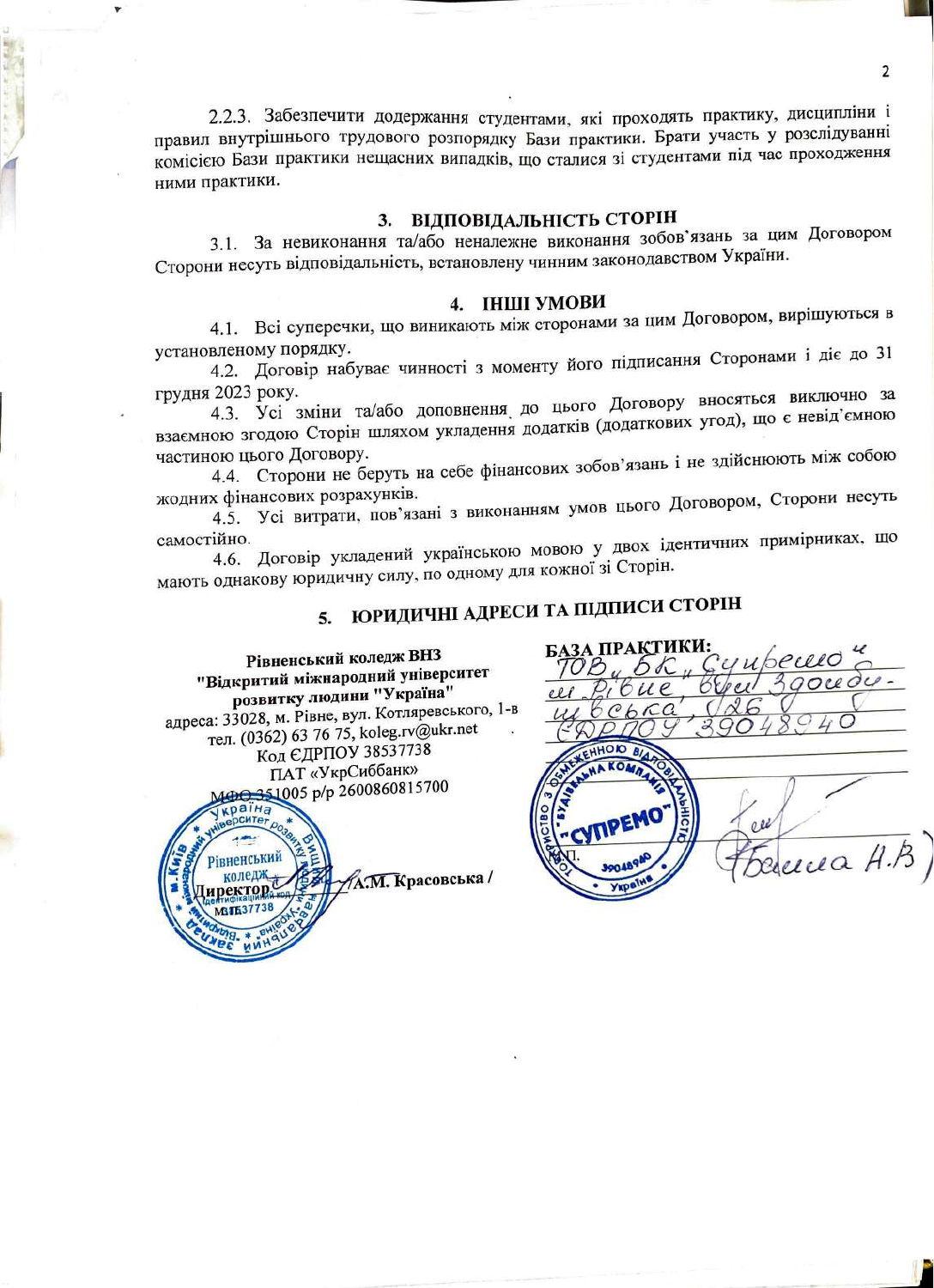2.2.3. Забезпечити додержання студентами, які проходять практику, дисципліни і правил внутрішнього трудового розпорядку Бази практики. Брати участь у розслідуванні комісією Бази практики нещасних випадків, що сталися зі студентами під час проходження ними практики.

## 3. ВІДПОВІДАЛЬНІСТЬ СТОРІН

3.1. За невиконання та/або неналежне виконання зобов'язань за цим Договором Сторони несуть відповідальність, встановлену чинним законодавством України.

## 4. ІНШІ УМОВИ

4.1. Всі суперечки, що виникають між сторонами за цим Договором, вирішуються в установленому порядку.

4.2. Договір набуває чинності з моменту його підписання Сторонами і діє до 31 грудня 2023 року.

4.3. Усі зміни та/або доповнення до цього Договору вносяться виключно за взаємною згодою Сторін шляхом укладення додатків (додаткових угод), що є невід'ємною частиною цього Договору.

4.4. Сторони не беруть на себе фінансових зобов'язань і не здійснюють між собою жодних фінансових розрахунків.

4.5. Усі витрати, пов'язані з виконанням умов цього Договором, Сторони несуть самостійно.

4.6. Договір укладений українською мовою у двох ідентичних примірниках, що мають однакову юридичну силу, по одному для кожної зі Сторін.

## 5. ЮРИДИЧНІ АДРЕСИ ТА ПІДПИСИ СТОРІН

| | |
|---|---|
| **Рівненський коледж ВНЗ "Відкритий міжнародний університет розвитку людини "Україна"** | **БАЗА ПРАКТИКИ:** |
| адреса: 33028, м. Рівне, вул. Котляревського, 1-в | ТОВ „БК „Супремо" |
| тел. (0362) 63 76 75, koleg.rv@ukr.net | м. Рівне, вул. Здолбунівська, 26 |
| Код ЄДРПОУ 38537738 | ЄДРПОУ 39048940 |
| ПАТ «УкрСиббанк» | |
| МФО 351005 р/р 2600860815700 | |
| Директор /А.М. Красовська / | М.П. (Бакша Н.В.) |